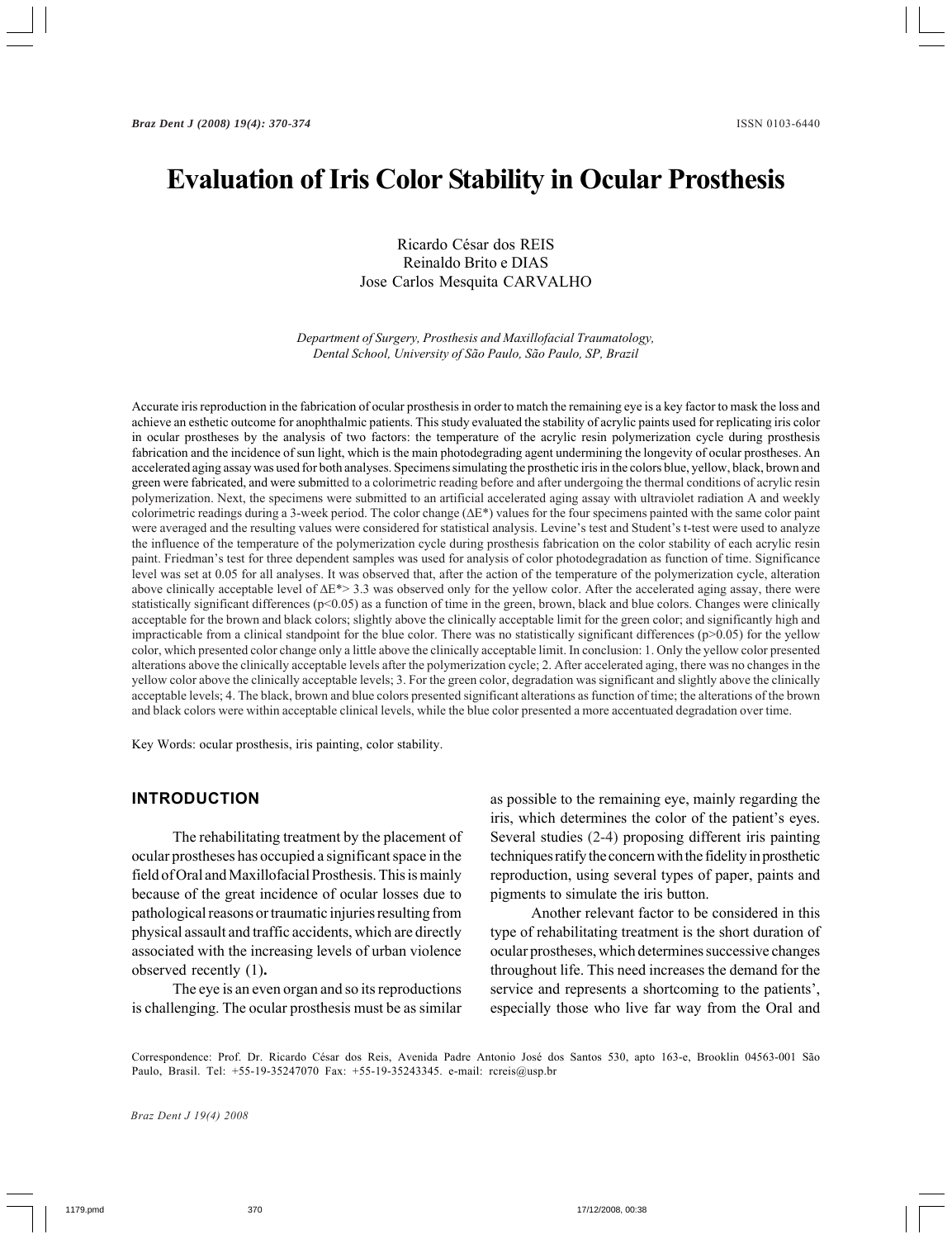# Evaluation of Iris Color Stability in Ocular Prosthesis

Ricardo César dos REIS
Reinaldo Brito e DIAS
Jose Carlos Mesquita CARVALHO

*Department of Surgery, Prosthesis and Maxillofacial Traumatology, Dental School, University of São Paulo, São Paulo, SP, Brazil*

Accurate iris reproduction in the fabrication of ocular prosthesis in order to match the remaining eye is a key factor to mask the loss and achieve an esthetic outcome for anophthalmic patients. This study evaluated the stability of acrylic paints used for replicating iris color in ocular prostheses by the analysis of two factors: the temperature of the acrylic resin polymerization cycle during prosthesis fabrication and the incidence of sun light, which is the main photodegrading agent undermining the longevity of ocular prostheses. An accelerated aging assay was used for both analyses. Specimens simulating the prosthetic iris in the colors blue, yellow, black, brown and green were fabricated, and were submitted to a colorimetric reading before and after undergoing the thermal conditions of acrylic resin polymerization. Next, the specimens were submitted to an artificial accelerated aging assay with ultraviolet radiation A and weekly colorimetric readings during a 3-week period. The color change ($\Delta E^*$) values for the four specimens painted with the same color paint were averaged and the resulting values were considered for statistical analysis. Levine's test and Student's t-test were used to analyze the influence of the temperature of the polymerization cycle during prosthesis fabrication on the color stability of each acrylic resin paint. Friedman's test for three dependent samples was used for analysis of color photodegradation as function of time. Significance level was set at 0.05 for all analyses. It was observed that, after the action of the temperature of the polymerization cycle, alteration above clinically acceptable level of $\Delta E^* > 3.3$ was observed only for the yellow color. After the accelerated aging assay, there were statistically significant differences ($p<0.05$) as a function of time in the green, brown, black and blue colors. Changes were clinically acceptable for the brown and black colors; slightly above the clinically acceptable limit for the green color; and significantly high and impracticable from a clinical standpoint for the blue color. There was no statistically significant differences ($p>0.05$) for the yellow color, which presented color change only a little above the clinically acceptable limit. In conclusion: 1. Only the yellow color presented alterations above the clinically acceptable levels after the polymerization cycle; 2. After accelerated aging, there was no changes in the yellow color above the clinically acceptable levels; 3. For the green color, degradation was significant and slightly above the clinically acceptable levels; 4. The black, brown and blue colors presented significant alterations as function of time; the alterations of the brown and black colors were within acceptable clinical levels, while the blue color presented a more accentuated degradation over time.

Key Words: ocular prosthesis, iris painting, color stability.

## INTRODUCTION

The rehabilitating treatment by the placement of ocular prostheses has occupied a significant space in the field of Oral and Maxillofacial Prosthesis. This is mainly because of the great incidence of ocular losses due to pathological reasons or traumatic injuries resulting from physical assault and traffic accidents, which are directly associated with the increasing levels of urban violence observed recently (1)**.**

The eye is an even organ and so its reproductions is challenging. The ocular prosthesis must be as similar as possible to the remaining eye, mainly regarding the iris, which determines the color of the patient's eyes. Several studies (2-4) proposing different iris painting techniques ratify the concern with the fidelity in prosthetic reproduction, using several types of paper, paints and pigments to simulate the iris button.

Another relevant factor to be considered in this type of rehabilitating treatment is the short duration of ocular prostheses, which determines successive changes throughout life. This need increases the demand for the service and represents a shortcoming to the patients', especially those who live far way from the Oral and

Correspondence: Prof. Dr. Ricardo César dos Reis, Avenida Padre Antonio José dos Santos 530, apto 163-e, Brooklin 04563-001 São Paulo, Brasil. Tel: +55-19-35247070 Fax: +55-19-35243345. e-mail: rcreis@usp.br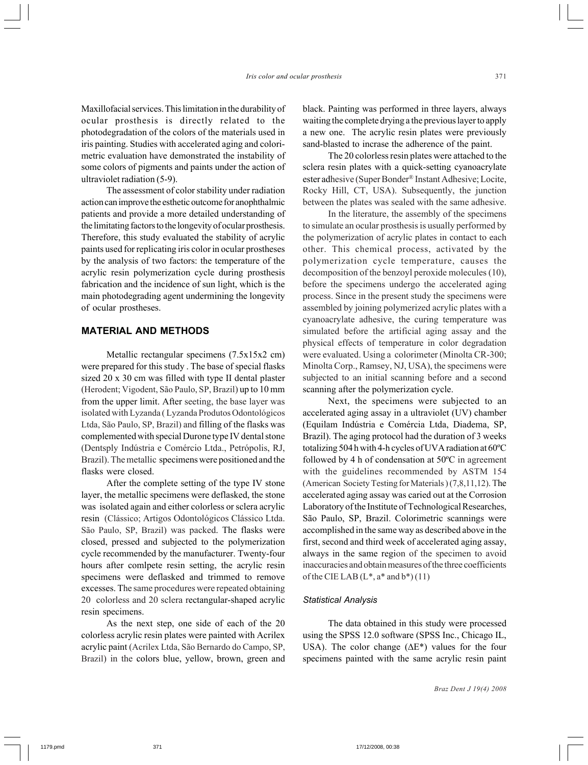Maxillofacial services. This limitation in the durability of ocular prosthesis is directly related to the photodegradation of the colors of the materials used in iris painting. Studies with accelerated aging and colorimetric evaluation have demonstrated the instability of some colors of pigments and paints under the action of ultraviolet radiation (5-9).

The assessment of color stability under radiation action can improve the esthetic outcome for anophthalmic patients and provide a more detailed understanding of the limitating factors to the longevity of ocular prosthesis. Therefore, this study evaluated the stability of acrylic paints used for replicating iris color in ocular prostheses by the analysis of two factors: the temperature of the acrylic resin polymerization cycle during prosthesis fabrication and the incidence of sun light, which is the main photodegrading agent undermining the longevity of ocular prostheses.

## MATERIAL AND METHODS

Metallic rectangular specimens (7.5x15x2 cm) were prepared for this study . The base of special flasks sized 20 x 30 cm was filled with type II dental plaster (Herodent; Vigodent, São Paulo, SP, Brazil) up to 10 mm from the upper limit. After seeting, the base layer was isolated with Lyzanda ( Lyzanda Produtos Odontológicos Ltda, São Paulo, SP, Brazil) and filling of the flasks was complemented with special Durone type IV dental stone (Dentsply Indústria e Comércio Ltda., Petrópolis, RJ, Brazil). The metallic specimens were positioned and the flasks were closed.

After the complete setting of the type IV stone layer, the metallic specimens were deflasked, the stone was isolated again and either colorless or sclera acrylic resin (Clássico; Artigos Odontológicos Clássico Ltda. São Paulo, SP, Brazil) was packed. The flasks were closed, pressed and subjected to the polymerization cycle recommended by the manufacturer. Twenty-four hours after comlpete resin setting, the acrylic resin specimens were deflasked and trimmed to remove excesses. The same procedures were repeated obtaining 20 colorless and 20 sclera rectangular-shaped acrylic resin specimens.

As the next step, one side of each of the 20 colorless acrylic resin plates were painted with Acrilex acrylic paint (Acrilex Ltda, São Bernardo do Campo, SP, Brazil) in the colors blue, yellow, brown, green and black. Painting was performed in three layers, always waiting the complete drying a the previous layer to apply a new one. The acrylic resin plates were previously sand-blasted to incrase the adherence of the paint.

The 20 colorless resin plates were attached to the sclera resin plates with a quick-setting cyanoacrylate ester adhesive (Super Bonder® Instant Adhesive; Locite, Rocky Hill, CT, USA). Subsequently, the junction between the plates was sealed with the same adhesive.

In the literature, the assembly of the specimens to simulate an ocular prosthesis is usually performed by the polymerization of acrylic plates in contact to each other. This chemical process, activated by the polymerization cycle temperature, causes the decomposition of the benzoyl peroxide molecules (10), before the specimens undergo the accelerated aging process. Since in the present study the specimens were assembled by joining polymerized acrylic plates with a cyanoacrylate adhesive, the curing temperature was simulated before the artificial aging assay and the physical effects of temperature in color degradation were evaluated. Using a colorimeter (Minolta CR-300; Minolta Corp., Ramsey, NJ, USA), the specimens were subjected to an initial scanning before and a second scanning after the polymerization cycle.

Next, the specimens were subjected to an accelerated aging assay in a ultraviolet (UV) chamber (Equilam Indústria e Comércia Ltda, Diadema, SP, Brazil). The aging protocol had the duration of 3 weeks totalizing 504 h with 4-h cycles of UVA radiation at 60ºC followed by 4 h of condensation at 50ºC in agreement with the guidelines recommended by ASTM 154 (American Society Testing for Materials ) (7,8,11,12). The accelerated aging assay was caried out at the Corrosion Laboratory of the Institute of Technological Researches, São Paulo, SP, Brazil. Colorimetric scannings were accomplished in the same way as described above in the first, second and third week of accelerated aging assay, always in the same region of the specimen to avoid inaccuracies and obtain measures of the three coefficients of the CIE LAB ($L^*$, $a^*$ and $b^*$) (11)

### Statistical Analysis

The data obtained in this study were processed using the SPSS 12.0 software (SPSS Inc., Chicago IL, USA). The color change ($\Delta E^*$) values for the four specimens painted with the same acrylic resin paint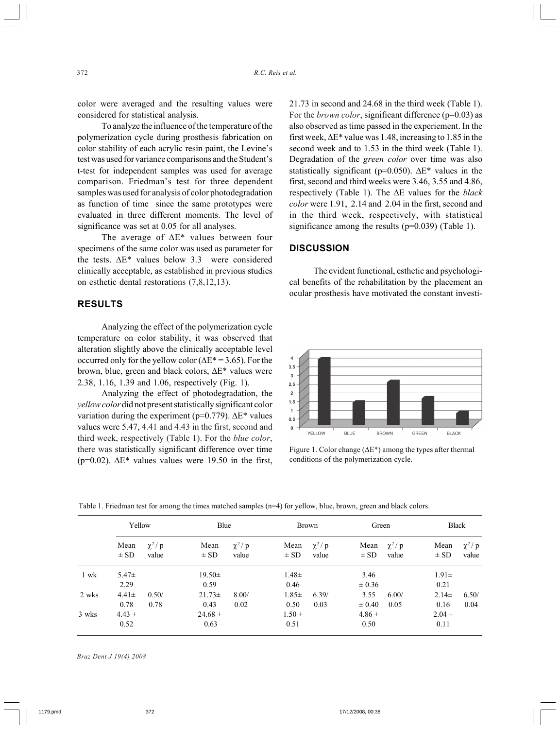color were averaged and the resulting values were considered for statistical analysis.

To analyze the influence of the temperature of the polymerization cycle during prosthesis fabrication on color stability of each acrylic resin paint, the Levine's test was used for variance comparisons and the Student's t-test for independent samples was used for average comparison. Friedman's test for three dependent samples was used for analysis of color photodegradation as function of time since the same prototypes were evaluated in three different moments. The level of significance was set at 0.05 for all analyses.

The average of $\Delta E^*$ values between four specimens of the same color was used as parameter for the tests. $\Delta E^*$ values below 3.3 were considered clinically acceptable, as established in previous studies on esthetic dental restorations (7,8,12,13).

## RESULTS

Analyzing the effect of the polymerization cycle temperature on color stability, it was observed that alteration slightly above the clinically acceptable level occurred only for the yellow color ($\Delta E^* = 3.65$). For the brown, blue, green and black colors, $\Delta E^*$ values were 2.38, 1.16, 1.39 and 1.06, respectively (Fig. 1).

Analyzing the effect of photodegradation, the *yellow color* did not present statistically significant color variation during the experiment (p=0.779). $\Delta E^*$ values values were 5.47, 4.41 and 4.43 in the first, second and third week, respectively (Table 1). For the *blue color*, there was statistically significant difference over time (p=0.02). $\Delta E^*$ values values were 19.50 in the first, 21.73 in second and 24.68 in the third week (Table 1). For the *brown color*, significant difference (p=0.03) as also observed as time passed in the experiement. In the first week, $\Delta E^*$ value was 1.48, increasing to 1.85 in the second week and to 1.53 in the third week (Table 1). Degradation of the *green color* over time was also statistically significant (p=0.050). $\Delta E^*$ values in the first, second and third weeks were 3.46, 3.55 and 4.86, respectively (Table 1). The $\Delta E$ values for the *black color* were 1.91, 2.14 and 2.04 in the first, second and in the third week, respectively, with statistical significance among the results (p=0.039) (Table 1).

## DISCUSSION

The evident functional, esthetic and psychological benefits of the rehabilitation by the placement an ocular prosthesis have motivated the constant investi-

Figure 1. Color change ($\Delta E^*$) among the types after thermal conditions of the polymerization cycle.

Table 1. Friedman test for among the times matched samples (n=4) for yellow, blue, brown, green and black colors.

| | Yellow | | Blue | | Brown | | Green | | Black | |
|---|---|---|---|---|---|---|---|---|---|---|
| | Mean ± SD | $\chi^2$ / p value | Mean ± SD | $\chi^2$ / p value | Mean ± SD | $\chi^2$ / p value | Mean ± SD | $\chi^2$ / p value | Mean ± SD | $\chi^2$ / p value |
| 1 wk | 5.47± 2.29 | | 19.50± 0.59 | | 1.48± 0.46 | | 3.46 ± 0.36 | | 1.91± 0.21 | |
| 2 wks | 4.41± 0.78 | 0.50/ 0.78 | 21.73± 0.43 | 8.00/ 0.02 | 1.85± 0.50 | 6.39/ 0.03 | 3.55 ± 0.40 | 6.00/ 0.05 | 2.14± 0.16 | 6.50/ 0.04 |
| 3 wks | 4.43 ± 0.52 | | 24.68 ± 0.63 | | 1.50 ± 0.51 | | 4.86 ± 0.50 | | 2.04 ± 0.11 | |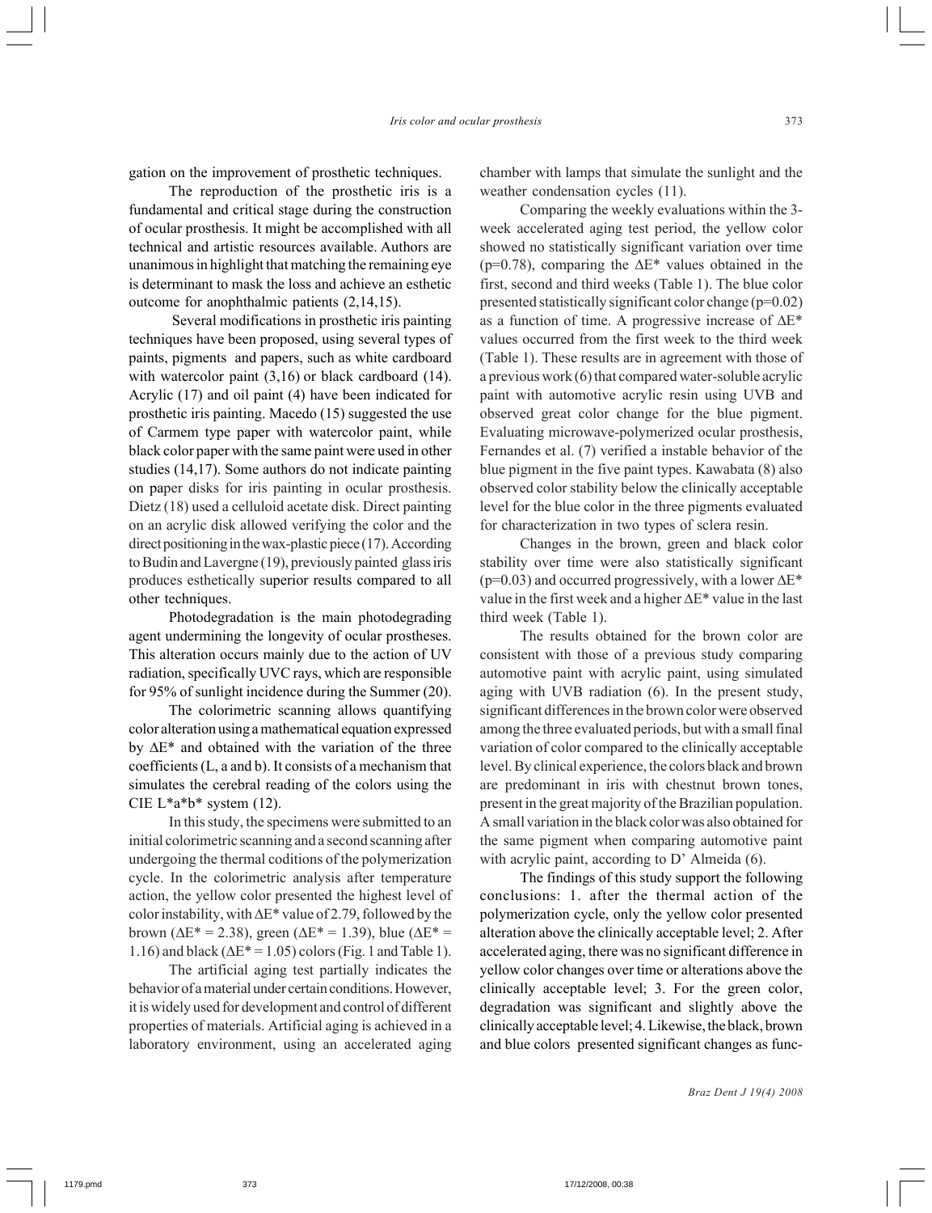gation on the improvement of prosthetic techniques.

The reproduction of the prosthetic iris is a fundamental and critical stage during the construction of ocular prosthesis. It might be accomplished with all technical and artistic resources available. Authors are unanimous in highlight that matching the remaining eye is determinant to mask the loss and achieve an esthetic outcome for anophthalmic patients (2,14,15).

Several modifications in prosthetic iris painting techniques have been proposed, using several types of paints, pigments and papers, such as white cardboard with watercolor paint (3,16) or black cardboard (14). Acrylic (17) and oil paint (4) have been indicated for prosthetic iris painting. Macedo (15) suggested the use of Carmem type paper with watercolor paint, while black color paper with the same paint were used in other studies (14,17). Some authors do not indicate painting on paper disks for iris painting in ocular prosthesis. Dietz (18) used a celluloid acetate disk. Direct painting on an acrylic disk allowed verifying the color and the direct positioning in the wax-plastic piece (17). According to Budin and Lavergne (19), previously painted glass iris produces esthetically superior results compared to all other techniques.

Photodegradation is the main photodegrading agent undermining the longevity of ocular prostheses. This alteration occurs mainly due to the action of UV radiation, specifically UVC rays, which are responsible for 95% of sunlight incidence during the Summer (20).

The colorimetric scanning allows quantifying color alteration using a mathematical equation expressed by $\Delta E^*$ and obtained with the variation of the three coefficients (L, a and b). It consists of a mechanism that simulates the cerebral reading of the colors using the CIE $L^*a^*b^*$ system (12).

In this study, the specimens were submitted to an initial colorimetric scanning and a second scanning after undergoing the thermal coditions of the polymerization cycle. In the colorimetric analysis after temperature action, the yellow color presented the highest level of color instability, with $\Delta E^*$ value of 2.79, followed by the brown ($\Delta E^* = 2.38$), green ($\Delta E^* = 1.39$), blue ($\Delta E^* = 1.16$) and black ($\Delta E^* = 1.05$) colors (Fig. 1 and Table 1).

The artificial aging test partially indicates the behavior of a material under certain conditions. However, it is widely used for development and control of different properties of materials. Artificial aging is achieved in a laboratory environment, using an accelerated aging chamber with lamps that simulate the sunlight and the weather condensation cycles (11).

Comparing the weekly evaluations within the 3-week accelerated aging test period, the yellow color showed no statistically significant variation over time ($p=0.78$), comparing the $\Delta E^*$ values obtained in the first, second and third weeks (Table 1). The blue color presented statistically significant color change ($p=0.02$) as a function of time. A progressive increase of $\Delta E^*$ values occurred from the first week to the third week (Table 1). These results are in agreement with those of a previous work (6) that compared water-soluble acrylic paint with automotive acrylic resin using UVB and observed great color change for the blue pigment. Evaluating microwave-polymerized ocular prosthesis, Fernandes et al. (7) verified a instable behavior of the blue pigment in the five paint types. Kawabata (8) also observed color stability below the clinically acceptable level for the blue color in the three pigments evaluated for characterization in two types of sclera resin.

Changes in the brown, green and black color stability over time were also statistically significant ($p=0.03$) and occurred progressively, with a lower $\Delta E^*$ value in the first week and a higher $\Delta E^*$ value in the last third week (Table 1).

The results obtained for the brown color are consistent with those of a previous study comparing automotive paint with acrylic paint, using simulated aging with UVB radiation (6). In the present study, significant differences in the brown color were observed among the three evaluated periods, but with a small final variation of color compared to the clinically acceptable level. By clinical experience, the colors black and brown are predominant in iris with chestnut brown tones, present in the great majority of the Brazilian population. A small variation in the black color was also obtained for the same pigment when comparing automotive paint with acrylic paint, according to D' Almeida (6).

The findings of this study support the following conclusions: 1. after the thermal action of the polymerization cycle, only the yellow color presented alteration above the clinically acceptable level; 2. After accelerated aging, there was no significant difference in yellow color changes over time or alterations above the clinically acceptable level; 3. For the green color, degradation was significant and slightly above the clinically acceptable level; 4. Likewise, the black, brown and blue colors presented significant changes as func-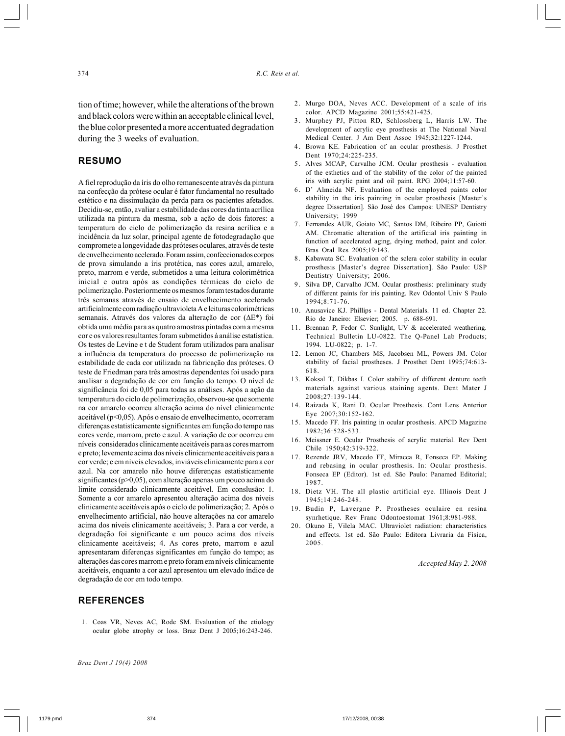tion of time; however, while the alterations of the brown and black colors were within an acceptable clinical level, the blue color presented a more accentuated degradation during the 3 weeks of evaluation.

## RESUMO

A fiel reprodução da íris do olho remanescente através da pintura na confecção da prótese ocular é fator fundamental no resultado estético e na dissimulação da perda para os pacientes afetados. Decidiu-se, então, avaliar a estabilidade das cores da tinta acrílica utilizada na pintura da mesma, sob a ação de dois fatores: a temperatura do ciclo de polimerização da resina acrílica e a incidência da luz solar, principal agente de fotodegradação que compromete a longevidade das próteses oculares, através de teste de envelhecimento acelerado. Foram assim, confeccionados corpos de prova simulando a íris protética, nas cores azul, amarelo, preto, marrom e verde, submetidos a uma leitura colorimétrica inicial e outra após as condições térmicas do ciclo de polimerização. Posteriormente os mesmos foram testados durante três semanas através de ensaio de envelhecimento acelerado artificialmente com radiação ultravioleta A e leituras colorimétricas semanais. Através dos valores da alteração de cor ($\Delta E^*$) foi obtida uma média para as quatro amostras pintadas com a mesma cor e os valores resultantes foram submetidos à análise estatística. Os testes de Levine e t de Student foram utilizados para analisar a influência da temperatura do processo de polimerização na estabilidade de cada cor utilizada na fabricação das próteses. O teste de Friedman para três amostras dependentes foi usado para analisar a degradação de cor em função do tempo. O nível de significância foi de 0,05 para todas as análises. Após a ação da temperatura do ciclo de polimerização, observou-se que somente na cor amarelo ocorreu alteração acima do nível clinicamente aceitável ($p<0,05$). Após o ensaio de envelhecimento, ocorreram diferenças estatisticamente significantes em função do tempo nas cores verde, marrom, preto e azul. A variação de cor ocorreu em níveis considerados clinicamente aceitáveis para as cores marrom e preto; levemente acima dos níveis clinicamente aceitáveis para a cor verde; e em níveis elevados, inviáveis clinicamente para a cor azul. Na cor amarelo não houve diferenças estatisticamente significantes ($p>0,05$), com alteração apenas um pouco acima do limite considerado clinicamente aceitável. Em conslusão: 1. Somente a cor amarelo apresentou alteração acima dos níveis clinicamente aceitáveis após o ciclo de polimerização; 2. Após o envelhecimento artificial, não houve alterações na cor amarelo acima dos níveis clinicamente aceitáveis; 3. Para a cor verde, a degradação foi significante e um pouco acima dos níveis clinicamente aceitáveis; 4. As cores preto, marrom e azul apresentaram diferenças significantes em função do tempo; as alterações das cores marrom e preto foram em níveis clinicamente aceitáveis, enquanto a cor azul apresentou um elevado índice de degradação de cor em todo tempo.

## REFERENCES

1. Coas VR, Neves AC, Rode SM. Evaluation of the etiology ocular globe atrophy or loss. Braz Dent J 2005;16:243-246.
2. Murgo DOA, Neves ACC. Development of a scale of iris color. APCD Magazine 2001;55:421-425.
3. Murphey PJ, Pitton RD, Schlossberg L, Harris LW. The development of acrylic eye prosthesis at The National Naval Medical Center. J Am Dent Assoc 1945;32:1227-1244.
4. Brown KE. Fabrication of an ocular prosthesis. J Prosthet Dent 1970;24:225-235.
5. Alves MCAP, Carvalho JCM. Ocular prosthesis - evaluation of the esthetics and of the stability of the color of the painted iris with acrylic paint and oil paint. RPG 2004;11:57-60.
6. D' Almeida NF. Evaluation of the employed paints color stability in the iris painting in ocular prosthesis [Master's degree Dissertation]. São José dos Campos: UNESP Dentistry University; 1999
7. Fernandes AUR, Goiato MC, Santos DM, Ribeiro PP, Guiotti AM. Chromatic alteration of the artificial iris painting in function of accelerated aging, drying method, paint and color. Bras Oral Res 2005;19:143.
8. Kabawata SC. Evaluation of the sclera color stability in ocular prosthesis [Master's degree Dissertation]. São Paulo: USP Dentistry University; 2006.
9. Silva DP, Carvalho JCM. Ocular prosthesis: preliminary study of different paints for iris painting. Rev Odontol Univ S Paulo 1994;8:71-76.
10. Anusavice KJ. Phillips - Dental Materials. 11 ed. Chapter 22. Rio de Janeiro: Elsevier; 2005. p. 688-691.
11. Brennan P, Fedor C. Sunlight, UV & accelerated weathering. Technical Bulletin LU-0822. The Q-Panel Lab Products; 1994. LU-0822; p. 1-7.
12. Lemon JC, Chambers MS, Jacobsen ML, Powers JM. Color stability of facial prostheses. J Prosthet Dent 1995;74:613-618.
13. Koksal T, Dikbas I. Color stability of different denture teeth materials against various staining agents. Dent Mater J 2008;27:139-144.
14. Raizada K, Rani D. Ocular Prosthesis. Cont Lens Anterior Eye 2007;30:152-162.
15. Macedo FF. Iris painting in ocular prosthesis. APCD Magazine 1982;36:528-533.
16. Meissner E. Ocular Prosthesis of acrylic material. Rev Dent Chile 1950;42:319-322.
17. Rezende JRV, Macedo FF, Miracca R, Fonseca EP. Making and rebasing in ocular prosthesis. In: Ocular prosthesis. Fonseca EP (Editor). 1st ed. São Paulo: Panamed Editorial; 1987.
18. Dietz VH. The all plastic artificial eye. Illinois Dent J 1945;14:246-248.
19. Budin P, Lavergne P. Prostheses oculaire en resina synrhetique. Rev Franc Odontoestomat 1961;8:981-988.
20. Okuno E, Vilela MAC. Ultraviolet radiation: characteristics and effects. 1st ed. São Paulo: Editora Livraria da Física, 2005.

*Accepted May 2. 2008*